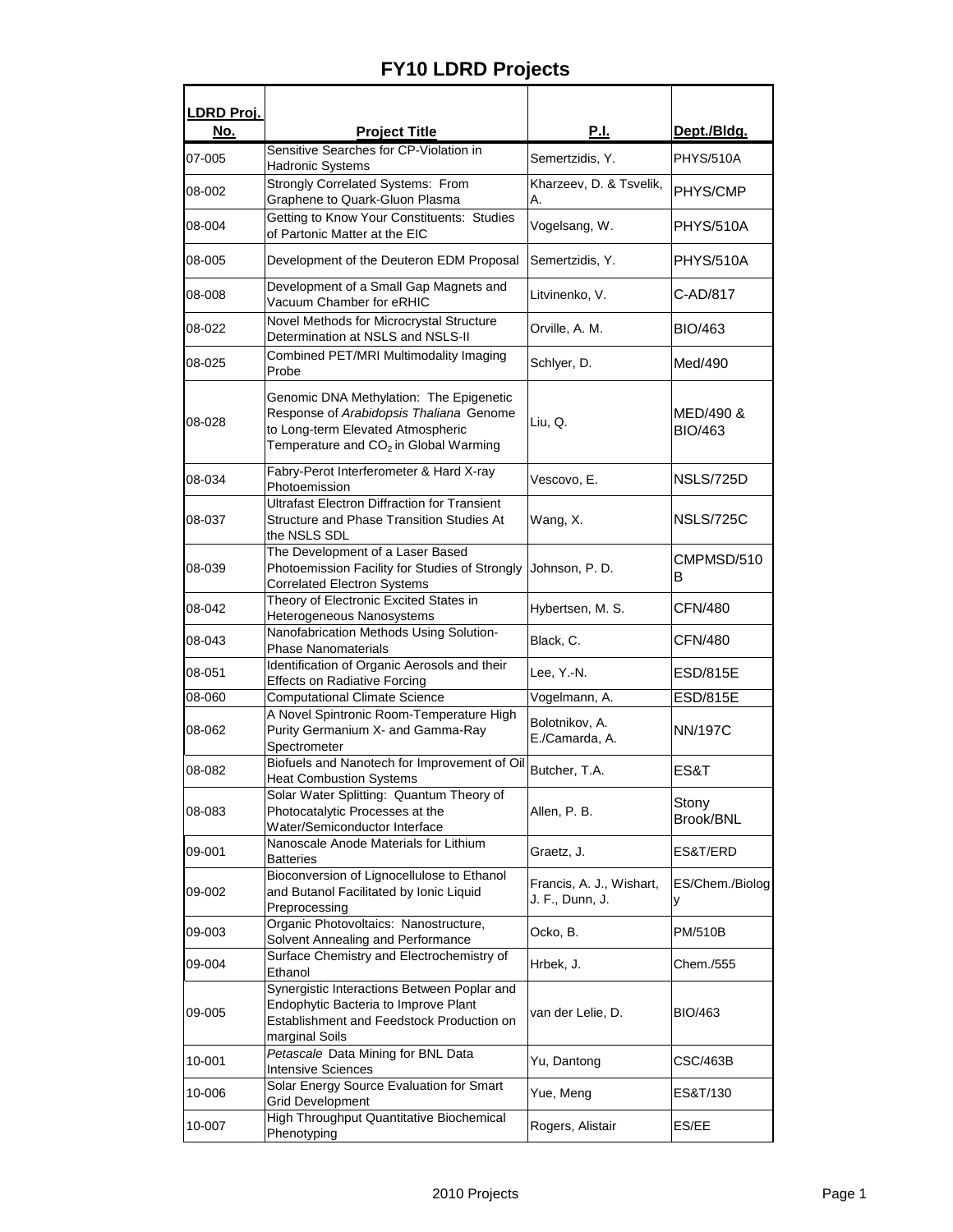# FY10 LDRD Projects

| LDRD Proj. No. | Project Title | P.I. | Dept./Bldg. |
|---|---|---|---|
| 07-005 | Sensitive Searches for CP-Violation in Hadronic Systems | Semertzidis, Y. | PHYS/510A |
| 08-002 | Strongly Correlated Systems: From Graphene to Quark-Gluon Plasma | Kharzeev, D. & Tsvelik, A. | PHYS/CMP |
| 08-004 | Getting to Know Your Constituents: Studies of Partonic Matter at the EIC | Vogelsang, W. | PHYS/510A |
| 08-005 | Development of the Deuteron EDM Proposal | Semertzidis, Y. | PHYS/510A |
| 08-008 | Development of a Small Gap Magnets and Vacuum Chamber for eRHIC | Litvinenko, V. | C-AD/817 |
| 08-022 | Novel Methods for Microcrystal Structure Determination at NSLS and NSLS-II | Orville, A. M. | BIO/463 |
| 08-025 | Combined PET/MRI Multimodality Imaging Probe | Schlyer, D. | Med/490 |
| 08-028 | Genomic DNA Methylation: The Epigenetic Response of *Arabidopsis Thaliana* Genome to Long-term Elevated Atmospheric Temperature and $CO_2$ in Global Warming | Liu, Q. | MED/490 & BIO/463 |
| 08-034 | Fabry-Perot Interferometer & Hard X-ray Photoemission | Vescovo, E. | NSLS/725D |
| 08-037 | Ultrafast Electron Diffraction for Transient Structure and Phase Transition Studies At the NSLS SDL | Wang, X. | NSLS/725C |
| 08-039 | The Development of a Laser Based Photoemission Facility for Studies of Strongly Correlated Electron Systems | Johnson, P. D. | CMPMSD/510B |
| 08-042 | Theory of Electronic Excited States in Heterogeneous Nanosystems | Hybertsen, M. S. | CFN/480 |
| 08-043 | Nanofabrication Methods Using Solution-Phase Nanomaterials | Black, C. | CFN/480 |
| 08-051 | Identification of Organic Aerosols and their Effects on Radiative Forcing | Lee, Y.-N. | ESD/815E |
| 08-060 | Computational Climate Science | Vogelmann, A. | ESD/815E |
| 08-062 | A Novel Spintronic Room-Temperature High Purity Germanium X- and Gamma-Ray Spectrometer | Bolotnikov, A. E./Camarda, A. | NN/197C |
| 08-082 | Biofuels and Nanotech for Improvement of Oil Heat Combustion Systems | Butcher, T.A. | ES&T |
| 08-083 | Solar Water Splitting: Quantum Theory of Photocatalytic Processes at the Water/Semiconductor Interface | Allen, P. B. | Stony Brook/BNL |
| 09-001 | Nanoscale Anode Materials for Lithium Batteries | Graetz, J. | ES&T/ERD |
| 09-002 | Bioconversion of Lignocellulose to Ethanol and Butanol Facilitated by Ionic Liquid Preprocessing | Francis, A. J., Wishart, J. F., Dunn, J. | ES/Chem./Biology |
| 09-003 | Organic Photovoltaics: Nanostructure, Solvent Annealing and Performance | Ocko, B. | PM/510B |
| 09-004 | Surface Chemistry and Electrochemistry of Ethanol | Hrbek, J. | Chem./555 |
| 09-005 | Synergistic Interactions Between Poplar and Endophytic Bacteria to Improve Plant Establishment and Feedstock Production on marginal Soils | van der Lelie, D. | BIO/463 |
| 10-001 | *Petascale* Data Mining for BNL Data Intensive Sciences | Yu, Dantong | CSC/463B |
| 10-006 | Solar Energy Source Evaluation for Smart Grid Development | Yue, Meng | ES&T/130 |
| 10-007 | High Throughput Quantitative Biochemical Phenotyping | Rogers, Alistair | ES/EE |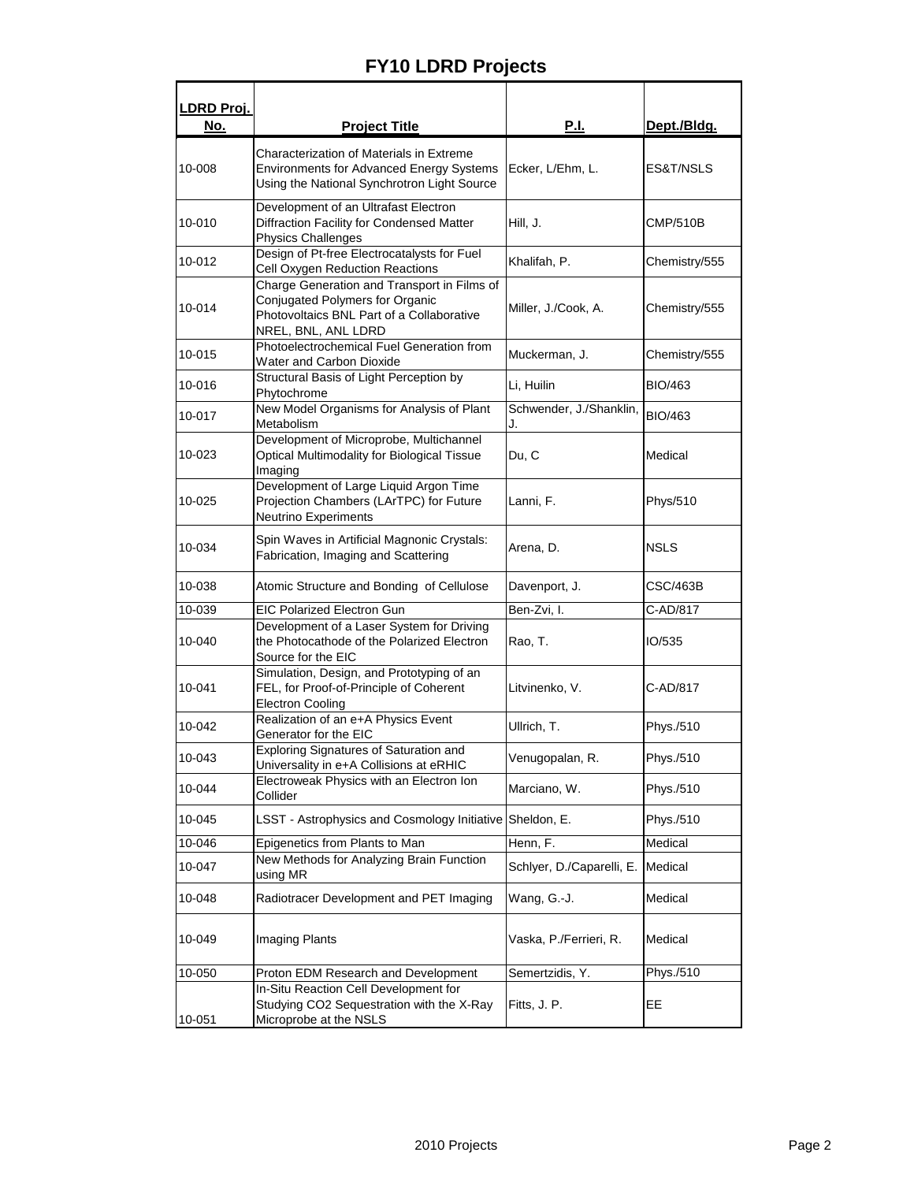# FY10 LDRD Projects

| LDRD Proj. No. | Project Title | P.I. | Dept./Bldg. |
|---|---|---|---|
| 10-008 | Characterization of Materials in Extreme Environments for Advanced Energy Systems Using the National Synchrotron Light Source | Ecker, L/Ehm, L. | ES&T/NSLS |
| 10-010 | Development of an Ultrafast Electron Diffraction Facility for Condensed Matter Physics Challenges | Hill, J. | CMP/510B |
| 10-012 | Design of Pt-free Electrocatalysts for Fuel Cell Oxygen Reduction Reactions | Khalifah, P. | Chemistry/555 |
| 10-014 | Charge Generation and Transport in Films of Conjugated Polymers for Organic Photovoltaics BNL Part of a Collaborative NREL, BNL, ANL LDRD | Miller, J./Cook, A. | Chemistry/555 |
| 10-015 | Photoelectrochemical Fuel Generation from Water and Carbon Dioxide | Muckerman, J. | Chemistry/555 |
| 10-016 | Structural Basis of Light Perception by Phytochrome | Li, Huilin | BIO/463 |
| 10-017 | New Model Organisms for Analysis of Plant Metabolism | Schwender, J./Shanklin, J. | BIO/463 |
| 10-023 | Development of Microprobe, Multichannel Optical Multimodality for Biological Tissue Imaging | Du, C | Medical |
| 10-025 | Development of Large Liquid Argon Time Projection Chambers (LArTPC) for Future Neutrino Experiments | Lanni, F. | Phys/510 |
| 10-034 | Spin Waves in Artificial Magnonic Crystals: Fabrication, Imaging and Scattering | Arena, D. | NSLS |
| 10-038 | Atomic Structure and Bonding of Cellulose | Davenport, J. | CSC/463B |
| 10-039 | EIC Polarized Electron Gun | Ben-Zvi, I. | C-AD/817 |
| 10-040 | Development of a Laser System for Driving the Photocathode of the Polarized Electron Source for the EIC | Rao, T. | IO/535 |
| 10-041 | Simulation, Design, and Prototyping of an FEL, for Proof-of-Principle of Coherent Electron Cooling | Litvinenko, V. | C-AD/817 |
| 10-042 | Realization of an e+A Physics Event Generator for the EIC | Ullrich, T. | Phys./510 |
| 10-043 | Exploring Signatures of Saturation and Universality in e+A Collisions at eRHIC | Venugopalan, R. | Phys./510 |
| 10-044 | Electroweak Physics with an Electron Ion Collider | Marciano, W. | Phys./510 |
| 10-045 | LSST - Astrophysics and Cosmology Initiative | Sheldon, E. | Phys./510 |
| 10-046 | Epigenetics from Plants to Man | Henn, F. | Medical |
| 10-047 | New Methods for Analyzing Brain Function using MR | Schlyer, D./Caparelli, E. | Medical |
| 10-048 | Radiotracer Development and PET Imaging | Wang, G.-J. | Medical |
| 10-049 | Imaging Plants | Vaska, P./Ferrieri, R. | Medical |
| 10-050 | Proton EDM Research and Development | Semertzidis, Y. | Phys./510 |
| 10-051 | In-Situ Reaction Cell Development for Studying CO2 Sequestration with the X-Ray Microprobe at the NSLS | Fitts, J. P. | EE |